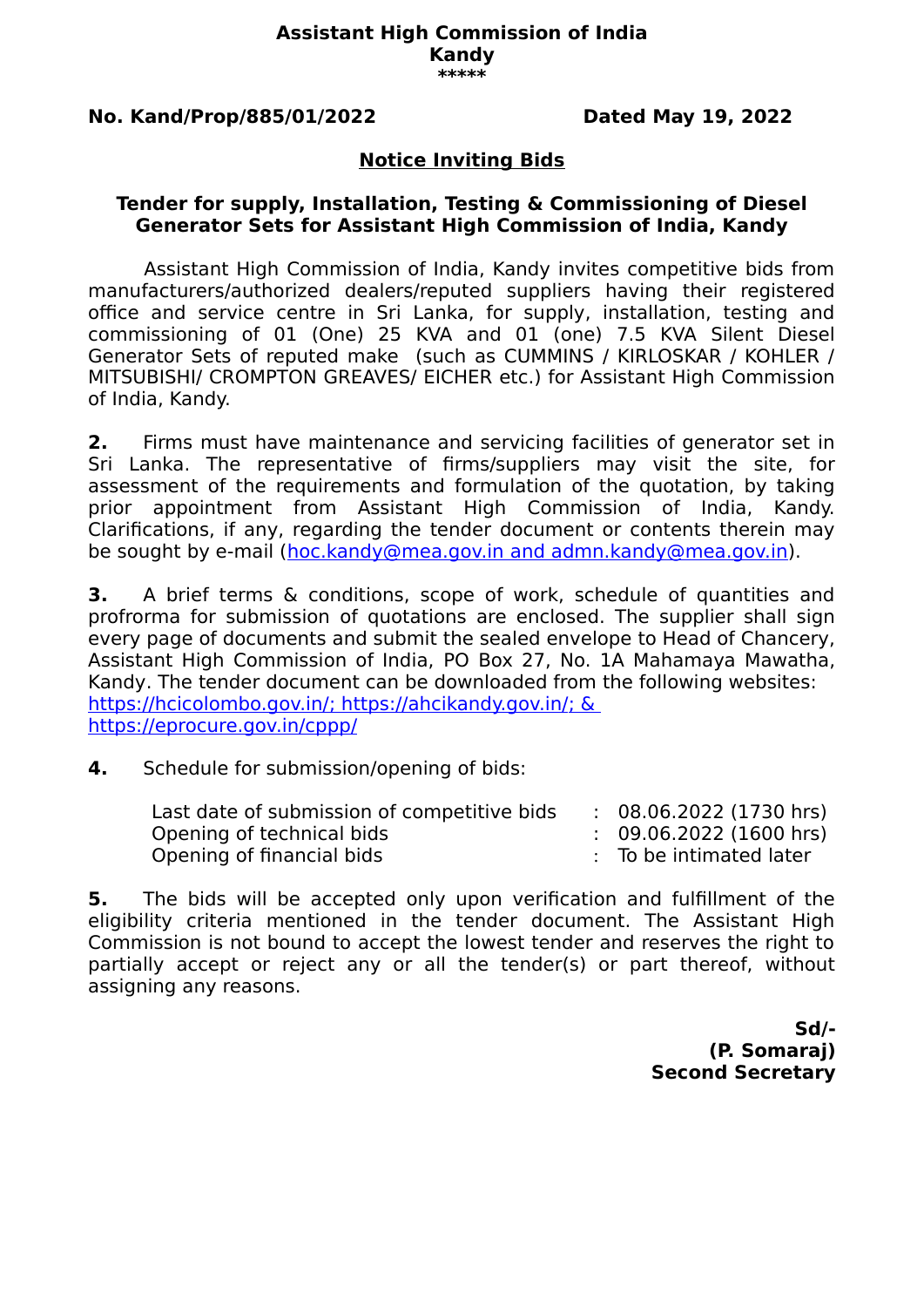**Assistant High Commission of India**
**Kandy**
**\*\*\*\*\***

**No. Kand/Prop/885/01/2022** **Dated May 19, 2022**

# Notice Inviting Bids

## Tender for supply, Installation, Testing & Commissioning of Diesel Generator Sets for Assistant High Commission of India, Kandy

Assistant High Commission of India, Kandy invites competitive bids from manufacturers/authorized dealers/reputed suppliers having their registered office and service centre in Sri Lanka, for supply, installation, testing and commissioning of 01 (One) 25 KVA and 01 (one) 7.5 KVA Silent Diesel Generator Sets of reputed make (such as CUMMINS / KIRLOSKAR / KOHLER / MITSUBISHI/ CROMPTON GREAVES/ EICHER etc.) for Assistant High Commission of India, Kandy.

**2.** Firms must have maintenance and servicing facilities of generator set in Sri Lanka. The representative of firms/suppliers may visit the site, for assessment of the requirements and formulation of the quotation, by taking prior appointment from Assistant High Commission of India, Kandy. Clarifications, if any, regarding the tender document or contents therein may be sought by e-mail (hoc.kandy@mea.gov.in and admn.kandy@mea.gov.in).

**3.** A brief terms & conditions, scope of work, schedule of quantities and profrorma for submission of quotations are enclosed. The supplier shall sign every page of documents and submit the sealed envelope to Head of Chancery, Assistant High Commission of India, PO Box 27, No. 1A Mahamaya Mawatha, Kandy. The tender document can be downloaded from the following websites: https://hcicolombo.gov.in/; https://ahcikandy.gov.in/; & https://eprocure.gov.in/cppp/

**4.** Schedule for submission/opening of bids:

| | | |
|---|---|---|
| Last date of submission of competitive bids | : | 08.06.2022 (1730 hrs) |
| Opening of technical bids | : | 09.06.2022 (1600 hrs) |
| Opening of financial bids | : | To be intimated later |

**5.** The bids will be accepted only upon verification and fulfillment of the eligibility criteria mentioned in the tender document. The Assistant High Commission is not bound to accept the lowest tender and reserves the right to partially accept or reject any or all the tender(s) or part thereof, without assigning any reasons.

**Sd/-**
**(P. Somaraj)**
**Second Secretary**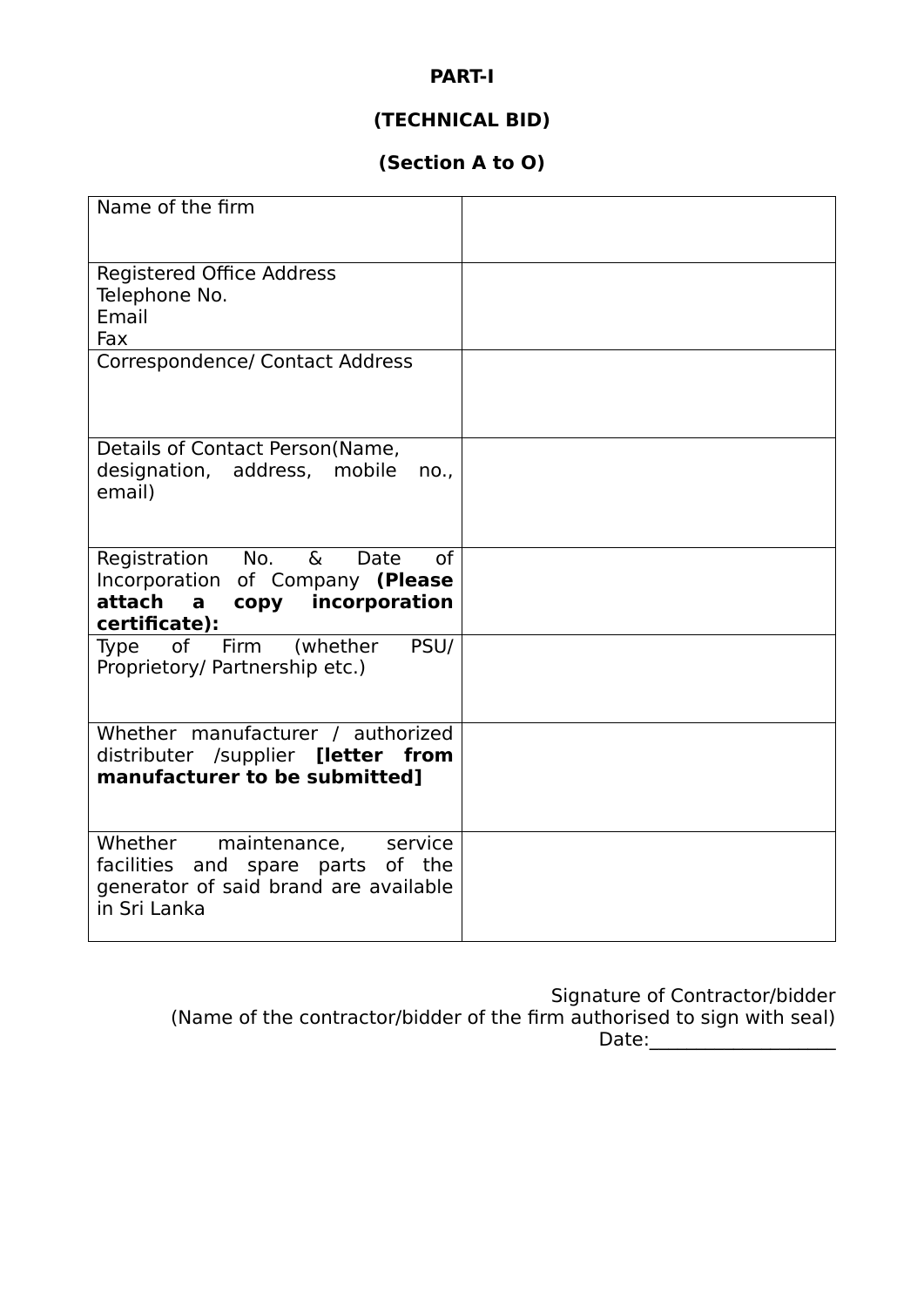**PART-I**

**(TECHNICAL BID)**

**(Section A to O)**

| | |
|---|---|
| Name of the firm | |
| Registered Office Address<br>Telephone No.<br>Email<br>Fax | |
| Correspondence/ Contact Address | |
| Details of Contact Person(Name, designation, address, mobile no., email) | |
| Registration No. & Date of Incorporation of Company **(Please attach a copy incorporation certificate):** | |
| Type of Firm (whether PSU/ Proprietory/ Partnership etc.) | |
| Whether manufacturer / authorized distributer /supplier **[letter from manufacturer to be submitted]** | |
| Whether maintenance, service facilities and spare parts of the generator of said brand are available in Sri Lanka | |

Signature of Contractor/bidder
(Name of the contractor/bidder of the firm authorised to sign with seal)
Date:___________________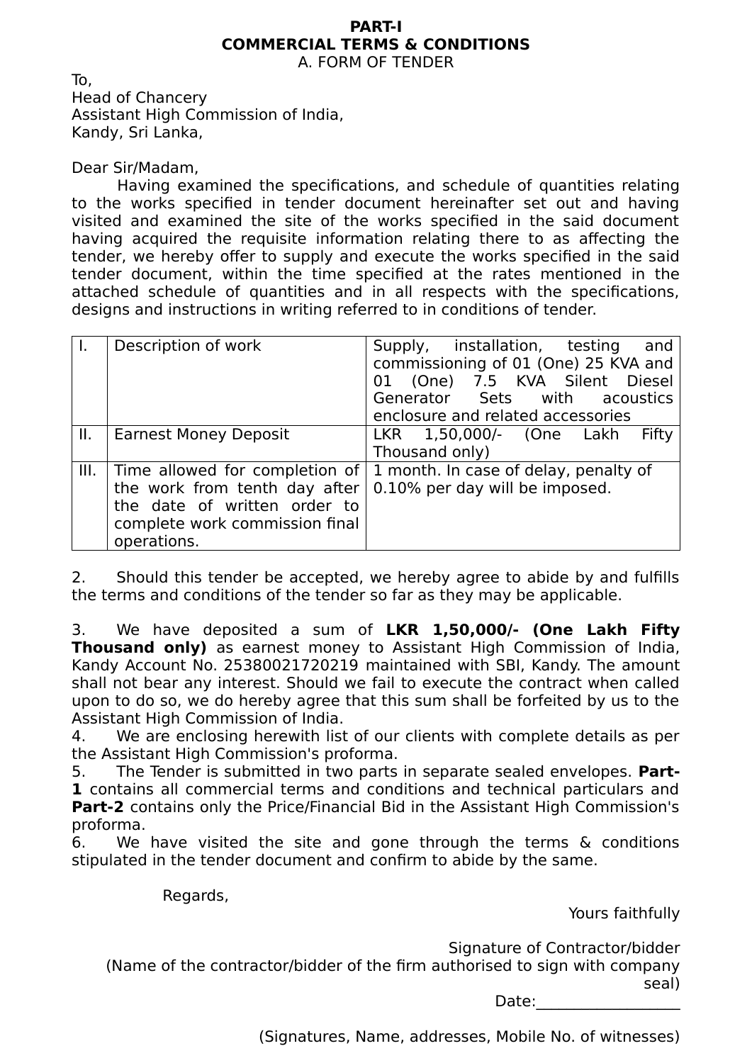**PART-I**
**COMMERCIAL TERMS & CONDITIONS**
A. FORM OF TENDER

To,
Head of Chancery
Assistant High Commission of India,
Kandy, Sri Lanka,

Dear Sir/Madam,

Having examined the specifications, and schedule of quantities relating to the works specified in tender document hereinafter set out and having visited and examined the site of the works specified in the said document having acquired the requisite information relating there to as affecting the tender, we hereby offer to supply and execute the works specified in the said tender document, within the time specified at the rates mentioned in the attached schedule of quantities and in all respects with the specifications, designs and instructions in writing referred to in conditions of tender.

| I. | Description of work | Supply, installation, testing and commissioning of 01 (One) 25 KVA and 01 (One) 7.5 KVA Silent Diesel Generator Sets with acoustics enclosure and related accessories |
|---|---|---|
| II. | Earnest Money Deposit | LKR 1,50,000/- (One Lakh Fifty Thousand only) |
| III. | Time allowed for completion of the work from tenth day after the date of written order to complete work commission final operations. | 1 month. In case of delay, penalty of 0.10% per day will be imposed. |

2. Should this tender be accepted, we hereby agree to abide by and fulfills the terms and conditions of the tender so far as they may be applicable.

3. We have deposited a sum of **LKR 1,50,000/- (One Lakh Fifty Thousand only)** as earnest money to Assistant High Commission of India, Kandy Account No. 25380021720219 maintained with SBI, Kandy. The amount shall not bear any interest. Should we fail to execute the contract when called upon to do so, we do hereby agree that this sum shall be forfeited by us to the Assistant High Commission of India.

4. We are enclosing herewith list of our clients with complete details as per the Assistant High Commission's proforma.

5. The Tender is submitted in two parts in separate sealed envelopes. **Part-1** contains all commercial terms and conditions and technical particulars and **Part-2** contains only the Price/Financial Bid in the Assistant High Commission's proforma.

6. We have visited the site and gone through the terms & conditions stipulated in the tender document and confirm to abide by the same.

Regards,

Yours faithfully

Signature of Contractor/bidder
(Name of the contractor/bidder of the firm authorised to sign with company seal)
Date:__________________

(Signatures, Name, addresses, Mobile No. of witnesses)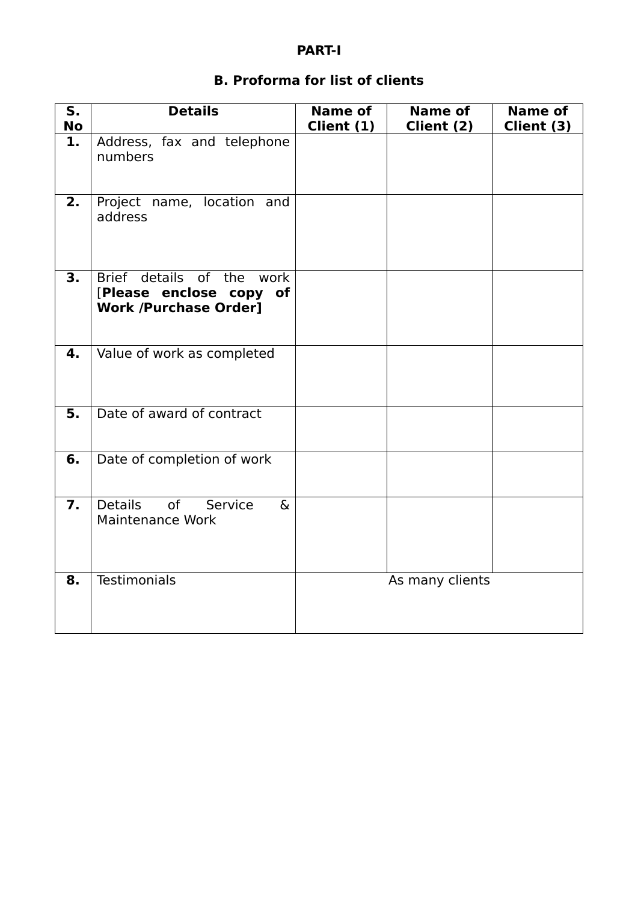**PART-I**

**B. Proforma for list of clients**

| S. No | Details | Name of Client (1) | Name of Client (2) | Name of Client (3) |
|---|---|---|---|---|
| **1.** | Address, fax and telephone numbers | | | |
| **2.** | Project name, location and address | | | |
| **3.** | Brief details of the work [**Please enclose copy of Work /Purchase Order]** | | | |
| **4.** | Value of work as completed | | | |
| **5.** | Date of award of contract | | | |
| **6.** | Date of completion of work | | | |
| **7.** | Details of Service & Maintenance Work | | | |
| **8.** | Testimonials | As many clients | | |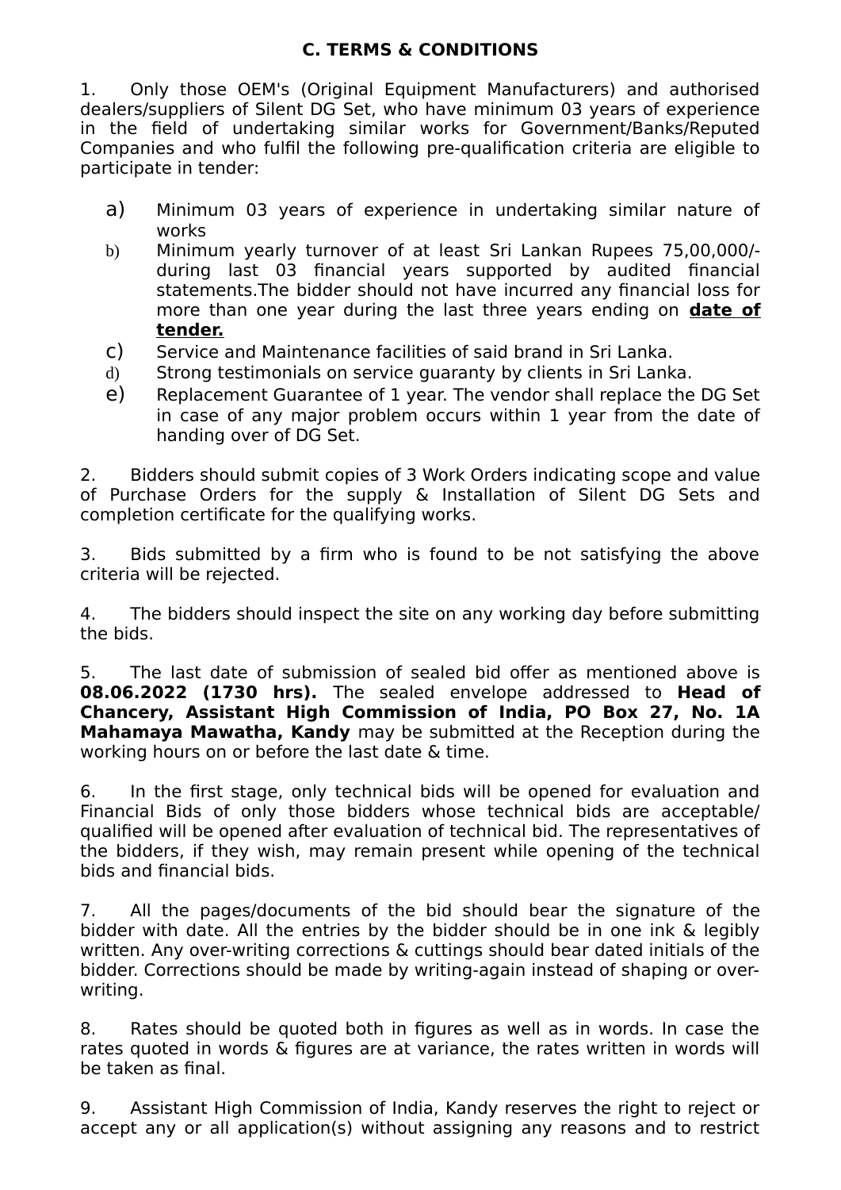## C. TERMS & CONDITIONS

1. Only those OEM's (Original Equipment Manufacturers) and authorised dealers/suppliers of Silent DG Set, who have minimum 03 years of experience in the field of undertaking similar works for Government/Banks/Reputed Companies and who fulfil the following pre-qualification criteria are eligible to participate in tender:

   a) Minimum 03 years of experience in undertaking similar nature of works
   b) Minimum yearly turnover of at least Sri Lankan Rupees 75,00,000/- during last 03 financial years supported by audited financial statements.The bidder should not have incurred any financial loss for more than one year during the last three years ending on **date of tender.**
   c) Service and Maintenance facilities of said brand in Sri Lanka.
   d) Strong testimonials on service guaranty by clients in Sri Lanka.
   e) Replacement Guarantee of 1 year. The vendor shall replace the DG Set in case of any major problem occurs within 1 year from the date of handing over of DG Set.

2. Bidders should submit copies of 3 Work Orders indicating scope and value of Purchase Orders for the supply & Installation of Silent DG Sets and completion certificate for the qualifying works.

3. Bids submitted by a firm who is found to be not satisfying the above criteria will be rejected.

4. The bidders should inspect the site on any working day before submitting the bids.

5. The last date of submission of sealed bid offer as mentioned above is **08.06.2022 (1730 hrs).** The sealed envelope addressed to **Head of Chancery, Assistant High Commission of India, PO Box 27, No. 1A Mahamaya Mawatha, Kandy** may be submitted at the Reception during the working hours on or before the last date & time.

6. In the first stage, only technical bids will be opened for evaluation and Financial Bids of only those bidders whose technical bids are acceptable/ qualified will be opened after evaluation of technical bid. The representatives of the bidders, if they wish, may remain present while opening of the technical bids and financial bids.

7. All the pages/documents of the bid should bear the signature of the bidder with date. All the entries by the bidder should be in one ink & legibly written. Any over-writing corrections & cuttings should bear dated initials of the bidder. Corrections should be made by writing-again instead of shaping or over-writing.

8. Rates should be quoted both in figures as well as in words. In case the rates quoted in words & figures are at variance, the rates written in words will be taken as final.

9. Assistant High Commission of India, Kandy reserves the right to reject or accept any or all application(s) without assigning any reasons and to restrict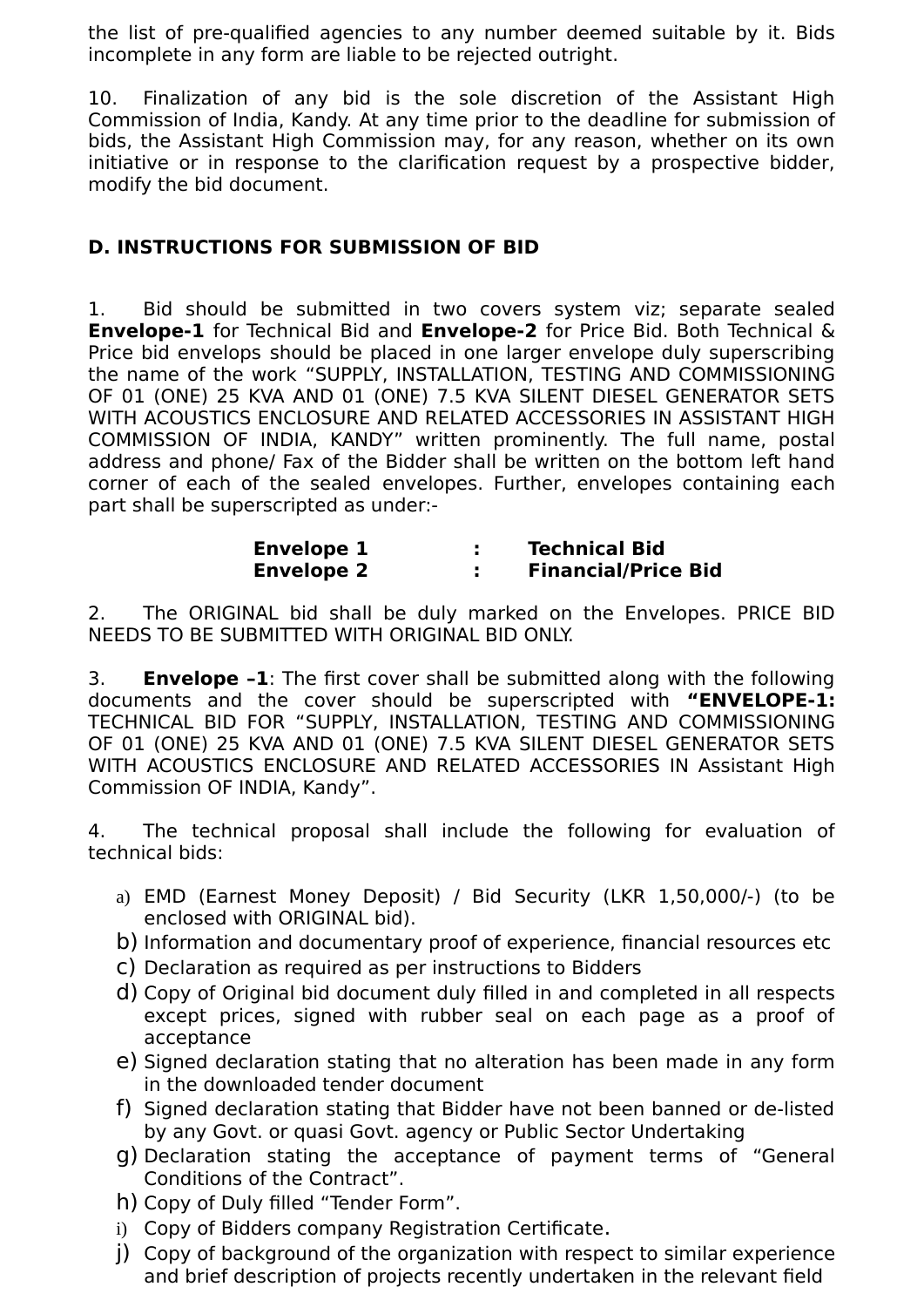the list of pre-qualified agencies to any number deemed suitable by it. Bids incomplete in any form are liable to be rejected outright.

10. Finalization of any bid is the sole discretion of the Assistant High Commission of India, Kandy. At any time prior to the deadline for submission of bids, the Assistant High Commission may, for any reason, whether on its own initiative or in response to the clarification request by a prospective bidder, modify the bid document.

## D. INSTRUCTIONS FOR SUBMISSION OF BID

1. Bid should be submitted in two covers system viz; separate sealed **Envelope-1** for Technical Bid and **Envelope-2** for Price Bid. Both Technical & Price bid envelops should be placed in one larger envelope duly superscribing the name of the work “SUPPLY, INSTALLATION, TESTING AND COMMISSIONING OF 01 (ONE) 25 KVA AND 01 (ONE) 7.5 KVA SILENT DIESEL GENERATOR SETS WITH ACOUSTICS ENCLOSURE AND RELATED ACCESSORIES IN ASSISTANT HIGH COMMISSION OF INDIA, KANDY” written prominently. The full name, postal address and phone/ Fax of the Bidder shall be written on the bottom left hand corner of each of the sealed envelopes. Further, envelopes containing each part shall be superscripted as under:-

**Envelope 1 : Technical Bid**
**Envelope 2 : Financial/Price Bid**

2. The ORIGINAL bid shall be duly marked on the Envelopes. PRICE BID NEEDS TO BE SUBMITTED WITH ORIGINAL BID ONLY.

3. **Envelope –1**: The first cover shall be submitted along with the following documents and the cover should be superscripted with **“ENVELOPE-1:** TECHNICAL BID FOR “SUPPLY, INSTALLATION, TESTING AND COMMISSIONING OF 01 (ONE) 25 KVA AND 01 (ONE) 7.5 KVA SILENT DIESEL GENERATOR SETS WITH ACOUSTICS ENCLOSURE AND RELATED ACCESSORIES IN Assistant High Commission OF INDIA, Kandy”.

4. The technical proposal shall include the following for evaluation of technical bids:

a) EMD (Earnest Money Deposit) / Bid Security (LKR 1,50,000/-) (to be enclosed with ORIGINAL bid).
b) Information and documentary proof of experience, financial resources etc
c) Declaration as required as per instructions to Bidders
d) Copy of Original bid document duly filled in and completed in all respects except prices, signed with rubber seal on each page as a proof of acceptance
e) Signed declaration stating that no alteration has been made in any form in the downloaded tender document
f) Signed declaration stating that Bidder have not been banned or de-listed by any Govt. or quasi Govt. agency or Public Sector Undertaking
g) Declaration stating the acceptance of payment terms of “General Conditions of the Contract”.
h) Copy of Duly filled “Tender Form”.
i) Copy of Bidders company Registration Certificate.
j) Copy of background of the organization with respect to similar experience and brief description of projects recently undertaken in the relevant field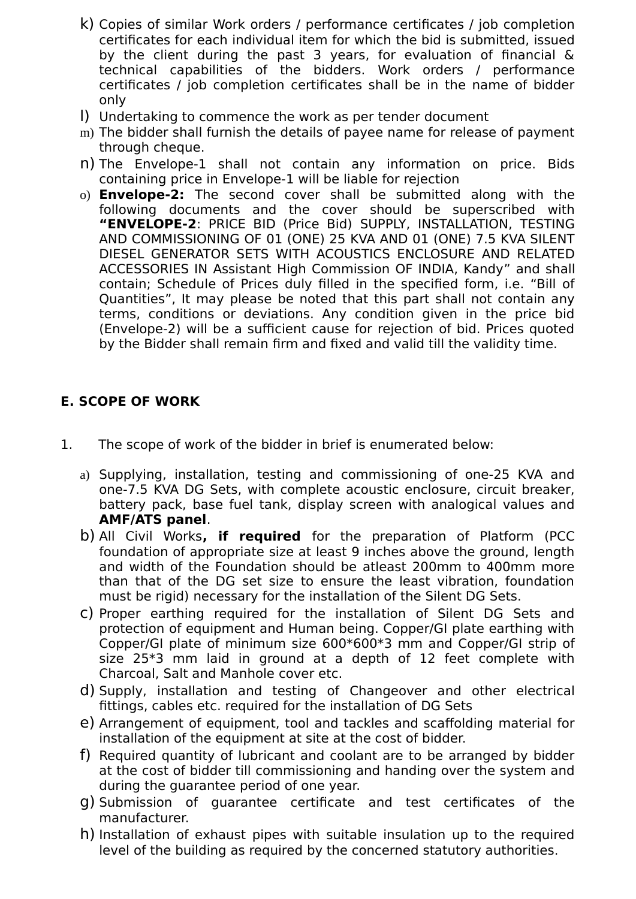k) Copies of similar Work orders / performance certificates / job completion certificates for each individual item for which the bid is submitted, issued by the client during the past 3 years, for evaluation of financial & technical capabilities of the bidders. Work orders / performance certificates / job completion certificates shall be in the name of bidder only

l) Undertaking to commence the work as per tender document

m) The bidder shall furnish the details of payee name for release of payment through cheque.

n) The Envelope-1 shall not contain any information on price. Bids containing price in Envelope-1 will be liable for rejection

o) **Envelope-2:** The second cover shall be submitted along with the following documents and the cover should be superscribed with **"ENVELOPE-2**: PRICE BID (Price Bid) SUPPLY, INSTALLATION, TESTING AND COMMISSIONING OF 01 (ONE) 25 KVA AND 01 (ONE) 7.5 KVA SILENT DIESEL GENERATOR SETS WITH ACOUSTICS ENCLOSURE AND RELATED ACCESSORIES IN Assistant High Commission OF INDIA, Kandy" and shall contain; Schedule of Prices duly filled in the specified form, i.e. "Bill of Quantities", It may please be noted that this part shall not contain any terms, conditions or deviations. Any condition given in the price bid (Envelope-2) will be a sufficient cause for rejection of bid. Prices quoted by the Bidder shall remain firm and fixed and valid till the validity time.

## E. SCOPE OF WORK

1. The scope of work of the bidder in brief is enumerated below:

a) Supplying, installation, testing and commissioning of one-25 KVA and one-7.5 KVA DG Sets, with complete acoustic enclosure, circuit breaker, battery pack, base fuel tank, display screen with analogical values and **AMF/ATS panel**.

b) All Civil Works**, if required** for the preparation of Platform (PCC foundation of appropriate size at least 9 inches above the ground, length and width of the Foundation should be atleast 200mm to 400mm more than that of the DG set size to ensure the least vibration, foundation must be rigid) necessary for the installation of the Silent DG Sets.

c) Proper earthing required for the installation of Silent DG Sets and protection of equipment and Human being. Copper/GI plate earthing with Copper/GI plate of minimum size 600*600*3 mm and Copper/GI strip of size 25*3 mm laid in ground at a depth of 12 feet complete with Charcoal, Salt and Manhole cover etc.

d) Supply, installation and testing of Changeover and other electrical fittings, cables etc. required for the installation of DG Sets

e) Arrangement of equipment, tool and tackles and scaffolding material for installation of the equipment at site at the cost of bidder.

f) Required quantity of lubricant and coolant are to be arranged by bidder at the cost of bidder till commissioning and handing over the system and during the guarantee period of one year.

g) Submission of guarantee certificate and test certificates of the manufacturer.

h) Installation of exhaust pipes with suitable insulation up to the required level of the building as required by the concerned statutory authorities.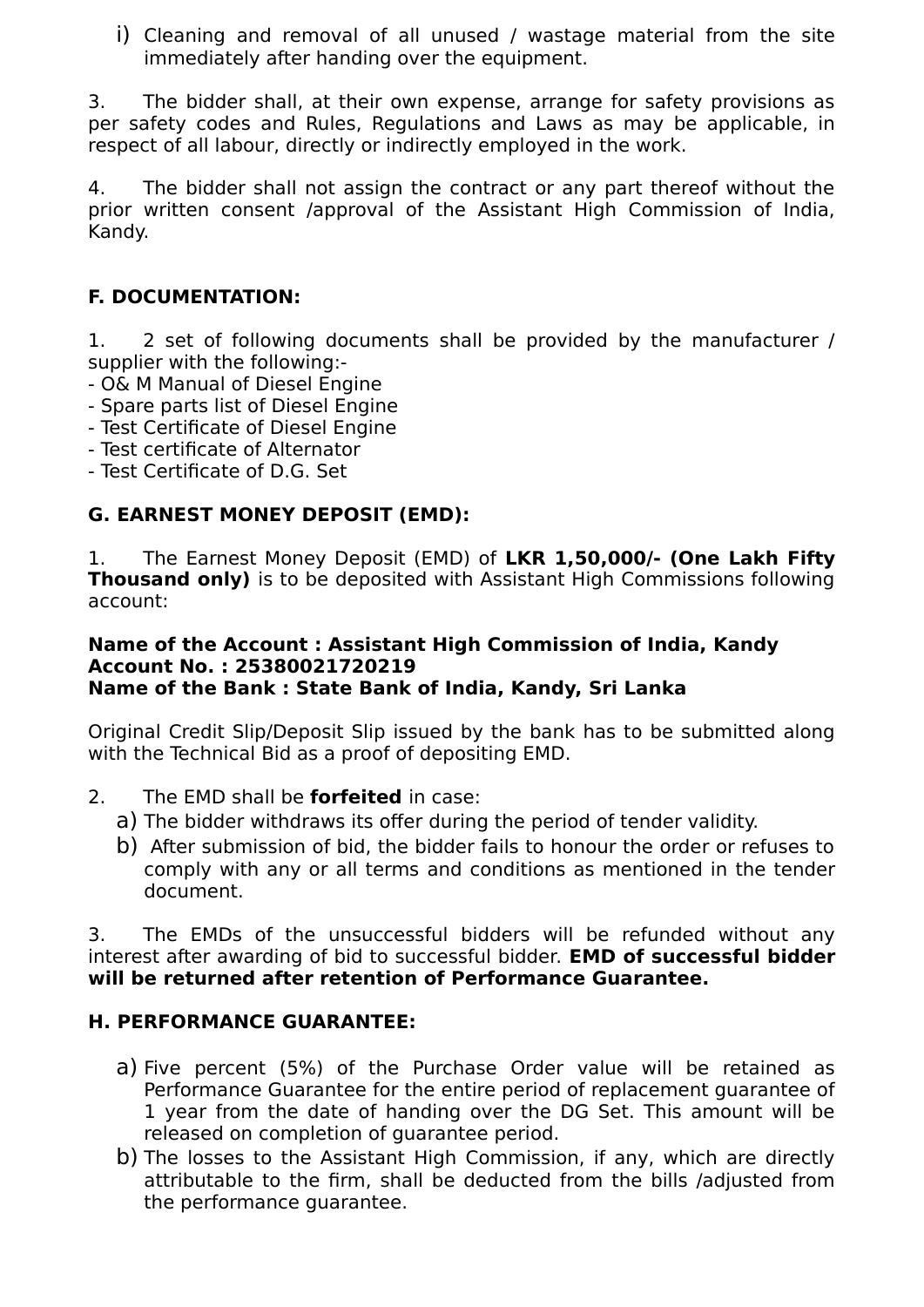i) Cleaning and removal of all unused / wastage material from the site immediately after handing over the equipment.

3. The bidder shall, at their own expense, arrange for safety provisions as per safety codes and Rules, Regulations and Laws as may be applicable, in respect of all labour, directly or indirectly employed in the work.

4. The bidder shall not assign the contract or any part thereof without the prior written consent /approval of the Assistant High Commission of India, Kandy.

**F. DOCUMENTATION:**

1. 2 set of following documents shall be provided by the manufacturer / supplier with the following:-
- O& M Manual of Diesel Engine
- Spare parts list of Diesel Engine
- Test Certificate of Diesel Engine
- Test certificate of Alternator
- Test Certificate of D.G. Set

**G. EARNEST MONEY DEPOSIT (EMD):**

1. The Earnest Money Deposit (EMD) of **LKR 1,50,000/- (One Lakh Fifty Thousand only)** is to be deposited with Assistant High Commissions following account:

**Name of the Account : Assistant High Commission of India, Kandy**
**Account No. : 25380021720219**
**Name of the Bank : State Bank of India, Kandy, Sri Lanka**

Original Credit Slip/Deposit Slip issued by the bank has to be submitted along with the Technical Bid as a proof of depositing EMD.

2. The EMD shall be **forfeited** in case:

a) The bidder withdraws its offer during the period of tender validity.

b) After submission of bid, the bidder fails to honour the order or refuses to comply with any or all terms and conditions as mentioned in the tender document.

3. The EMDs of the unsuccessful bidders will be refunded without any interest after awarding of bid to successful bidder. **EMD of successful bidder will be returned after retention of Performance Guarantee.**

**H. PERFORMANCE GUARANTEE:**

a) Five percent (5%) of the Purchase Order value will be retained as Performance Guarantee for the entire period of replacement guarantee of 1 year from the date of handing over the DG Set. This amount will be released on completion of guarantee period.

b) The losses to the Assistant High Commission, if any, which are directly attributable to the firm, shall be deducted from the bills /adjusted from the performance guarantee.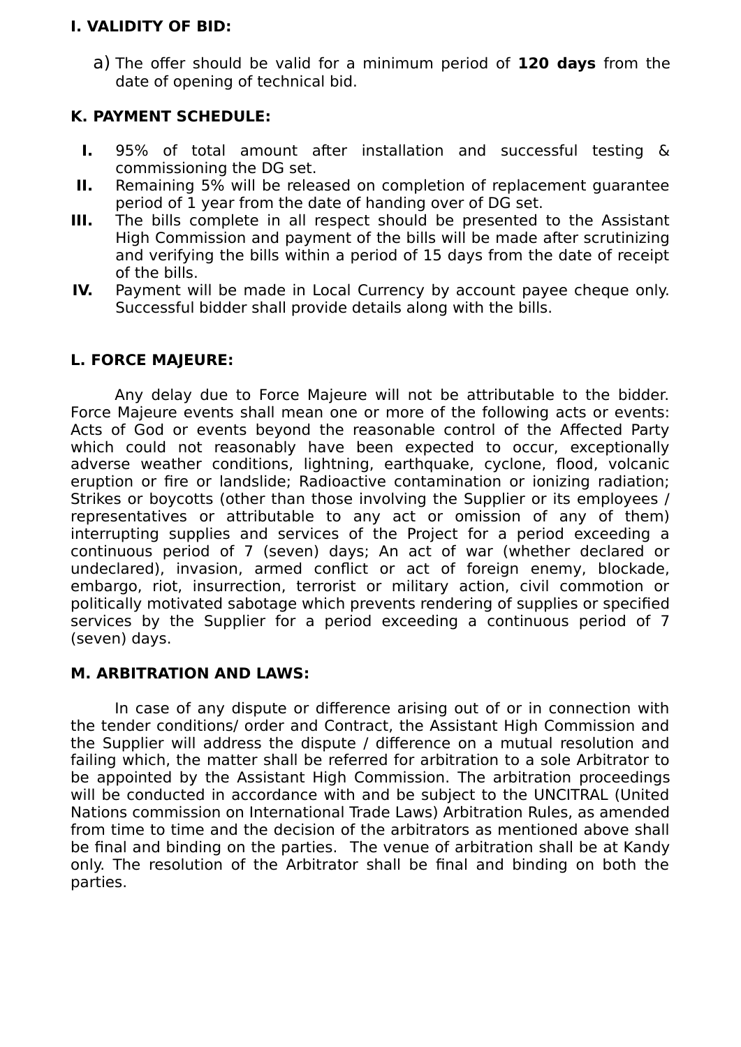**I. VALIDITY OF BID:**

a) The offer should be valid for a minimum period of **120 days** from the date of opening of technical bid.

**K. PAYMENT SCHEDULE:**

**I.** 95% of total amount after installation and successful testing & commissioning the DG set.

**II.** Remaining 5% will be released on completion of replacement guarantee period of 1 year from the date of handing over of DG set.

**III.** The bills complete in all respect should be presented to the Assistant High Commission and payment of the bills will be made after scrutinizing and verifying the bills within a period of 15 days from the date of receipt of the bills.

**IV.** Payment will be made in Local Currency by account payee cheque only. Successful bidder shall provide details along with the bills.

**L. FORCE MAJEURE:**

Any delay due to Force Majeure will not be attributable to the bidder. Force Majeure events shall mean one or more of the following acts or events: Acts of God or events beyond the reasonable control of the Affected Party which could not reasonably have been expected to occur, exceptionally adverse weather conditions, lightning, earthquake, cyclone, flood, volcanic eruption or fire or landslide; Radioactive contamination or ionizing radiation; Strikes or boycotts (other than those involving the Supplier or its employees / representatives or attributable to any act or omission of any of them) interrupting supplies and services of the Project for a period exceeding a continuous period of 7 (seven) days; An act of war (whether declared or undeclared), invasion, armed conflict or act of foreign enemy, blockade, embargo, riot, insurrection, terrorist or military action, civil commotion or politically motivated sabotage which prevents rendering of supplies or specified services by the Supplier for a period exceeding a continuous period of 7 (seven) days.

**M. ARBITRATION AND LAWS:**

In case of any dispute or difference arising out of or in connection with the tender conditions/ order and Contract, the Assistant High Commission and the Supplier will address the dispute / difference on a mutual resolution and failing which, the matter shall be referred for arbitration to a sole Arbitrator to be appointed by the Assistant High Commission. The arbitration proceedings will be conducted in accordance with and be subject to the UNCITRAL (United Nations commission on International Trade Laws) Arbitration Rules, as amended from time to time and the decision of the arbitrators as mentioned above shall be final and binding on the parties. The venue of arbitration shall be at Kandy only. The resolution of the Arbitrator shall be final and binding on both the parties.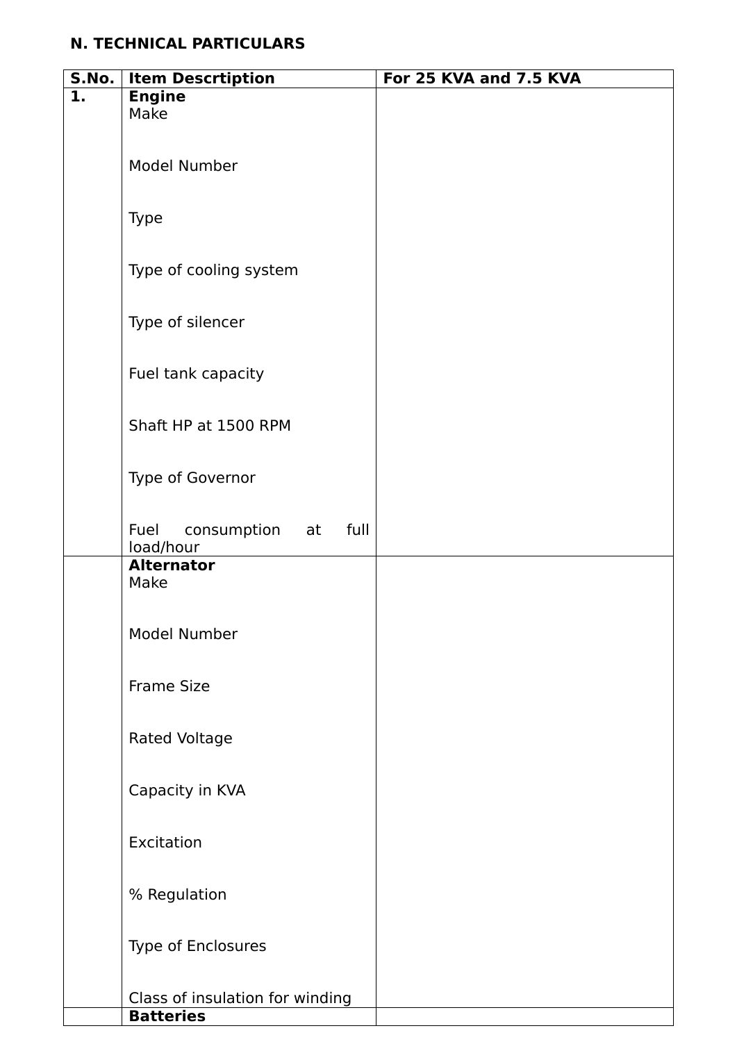**N. TECHNICAL PARTICULARS**

| S.No. | Item Descrtiption | For 25 KVA and 7.5 KVA |
|---|---|---|
| **1.** | **Engine**<br>Make<br><br>Model Number<br><br>Type<br><br>Type of cooling system<br><br>Type of silencer<br><br>Fuel tank capacity<br><br>Shaft HP at 1500 RPM<br><br>Type of Governor<br><br>Fuel consumption at full load/hour | |
| | **Alternator**<br>Make<br><br>Model Number<br><br>Frame Size<br><br>Rated Voltage<br><br>Capacity in KVA<br><br>Excitation<br><br>% Regulation<br><br>Type of Enclosures<br><br>Class of insulation for winding | |
| | **Batteries** | |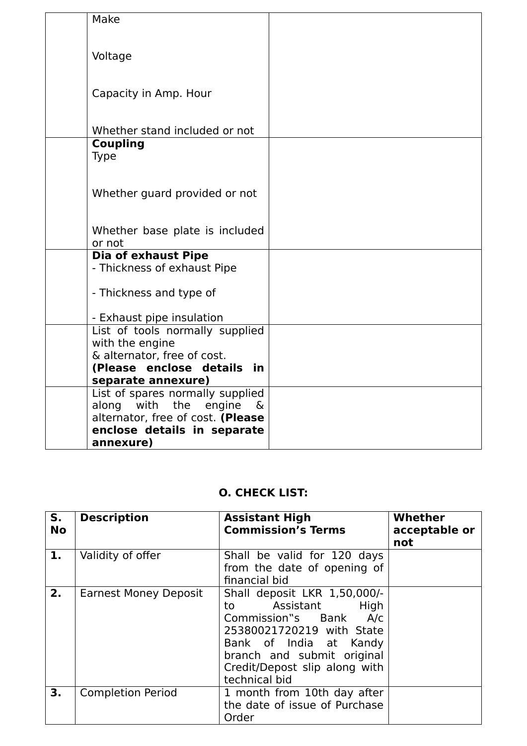| | | |
|---|---|---|
| | Make<br><br>Voltage<br><br>Capacity in Amp. Hour<br><br>Whether stand included or not | |
| | **Coupling**<br>Type<br><br>Whether guard provided or not<br><br>Whether base plate is included or not | |
| | **Dia of exhaust Pipe**<br>- Thickness of exhaust Pipe<br><br>- Thickness and type of<br><br>- Exhaust pipe insulation | |
| | List of tools normally supplied with the engine<br>& alternator, free of cost.<br>**(Please enclose details in separate annexure)** | |
| | List of spares normally supplied along with the engine & alternator, free of cost. **(Please enclose details in separate annexure)** | |

**O. CHECK LIST:**

| S. No | Description | Assistant High Commission's Terms | Whether acceptable or not |
|---|---|---|---|
| **1.** | Validity of offer | Shall be valid for 120 days from the date of opening of financial bid | |
| **2.** | Earnest Money Deposit | Shall deposit LKR 1,50,000/- to Assistant High Commission"s Bank A/c 25380021720219 with State Bank of India at Kandy branch and submit original Credit/Depost slip along with technical bid | |
| **3.** | Completion Period | 1 month from 10th day after the date of issue of Purchase Order | |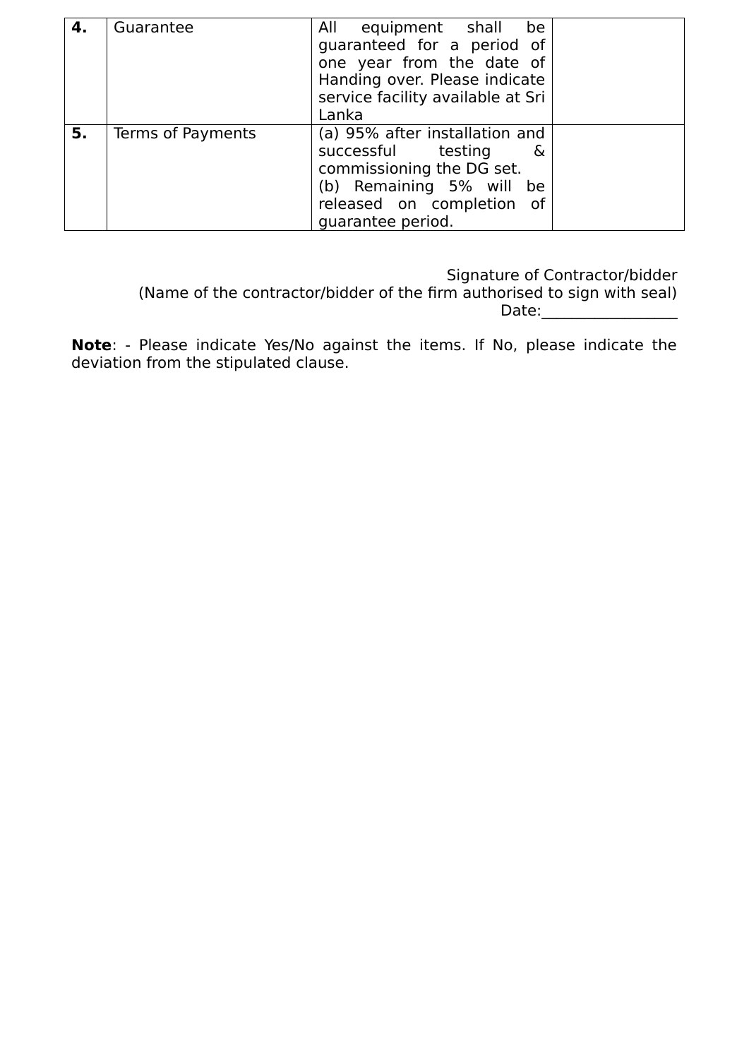| | | | |
|---|---|---|---|
| **4.** | Guarantee | All equipment shall be guaranteed for a period of one year from the date of Handing over. Please indicate service facility available at Sri Lanka | |
| **5.** | Terms of Payments | (a) 95% after installation and successful testing & commissioning the DG set.<br>(b) Remaining 5% will be released on completion of guarantee period. | |

Signature of Contractor/bidder
(Name of the contractor/bidder of the firm authorised to sign with seal)
Date:_________________

**Note**: - Please indicate Yes/No against the items. If No, please indicate the deviation from the stipulated clause.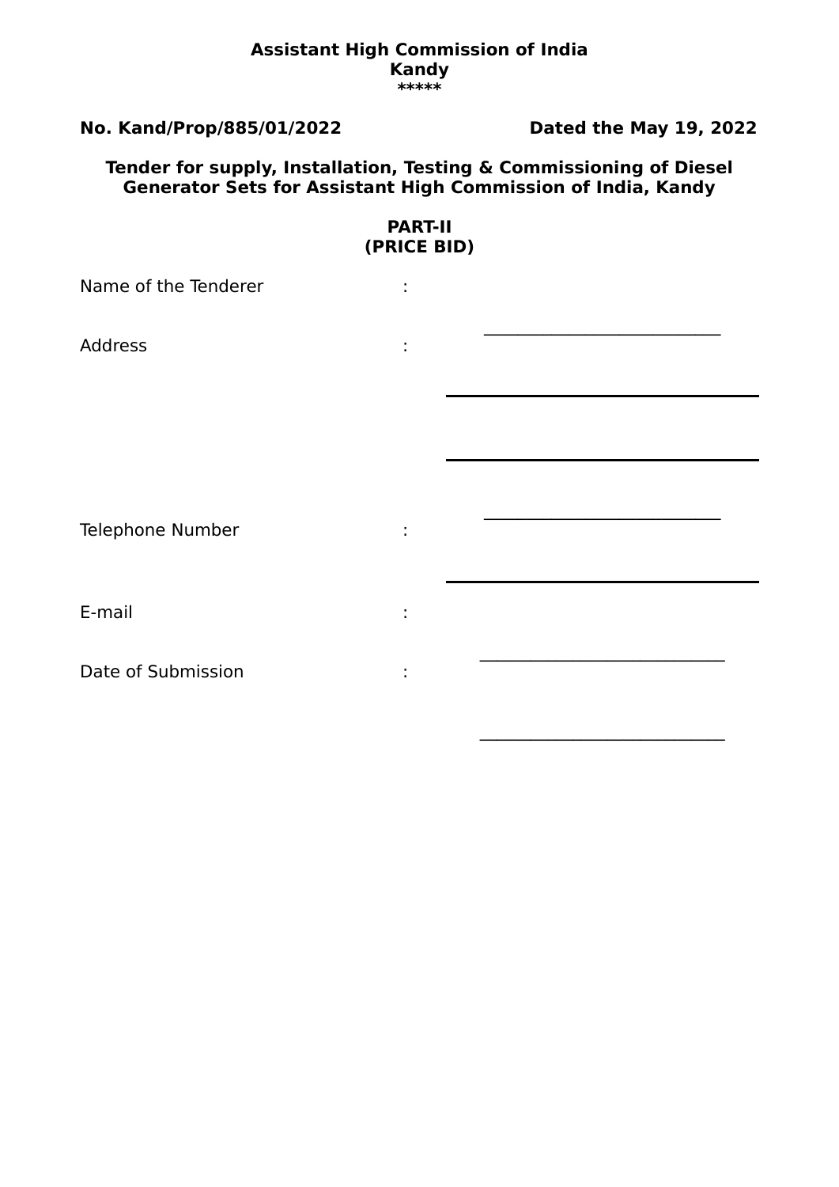**Assistant High Commission of India**
**Kandy**
**\*\*\*\*\***

**No. Kand/Prop/885/01/2022** **Dated the May 19, 2022**

**Tender for supply, Installation, Testing & Commissioning of Diesel Generator Sets for Assistant High Commission of India, Kandy**

**PART-II**
**(PRICE BID)**

Name of the Tenderer : ____________________________

Address : ____________________________

____________________________

____________________________

Telephone Number : ____________________________

E-mail : ____________________________

Date of Submission : ____________________________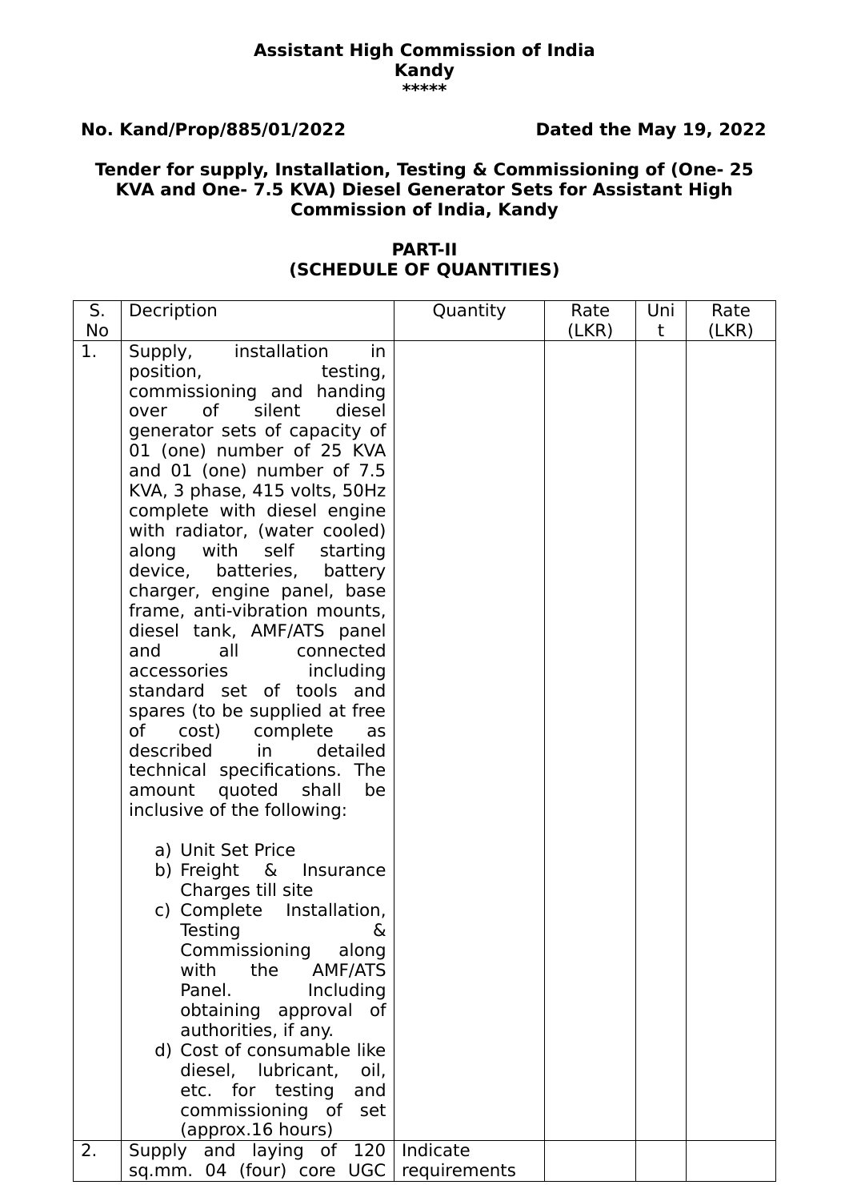**Assistant High Commission of India**
**Kandy**
**\*\*\*\*\***

**No. Kand/Prop/885/01/2022** **Dated the May 19, 2022**

**Tender for supply, Installation, Testing & Commissioning of (One- 25 KVA and One- 7.5 KVA) Diesel Generator Sets for Assistant High Commission of India, Kandy**

**PART-II**
**(SCHEDULE OF QUANTITIES)**

| S. No | Decription | Quantity | Rate (LKR) | Unit | Rate (LKR) |
|---|---|---|---|---|---|
| 1. | Supply, installation in position, testing, commissioning and handing over of silent diesel generator sets of capacity of 01 (one) number of 25 KVA and 01 (one) number of 7.5 KVA, 3 phase, 415 volts, 50Hz complete with diesel engine with radiator, (water cooled) along with self starting device, batteries, battery charger, engine panel, base frame, anti-vibration mounts, diesel tank, AMF/ATS panel and all connected accessories including standard set of tools and spares (to be supplied at free of cost) complete as described in detailed technical specifications. The amount quoted shall be inclusive of the following:<br><br>a) Unit Set Price<br>b) Freight & Insurance Charges till site<br>c) Complete Installation, Testing & Commissioning along with the AMF/ATS Panel. Including obtaining approval of authorities, if any.<br>d) Cost of consumable like diesel, lubricant, oil, etc. for testing and commissioning of set (approx.16 hours) | | | | |
| 2. | Supply and laying of 120 sq.mm. 04 (four) core UGC | Indicate requirements | | | |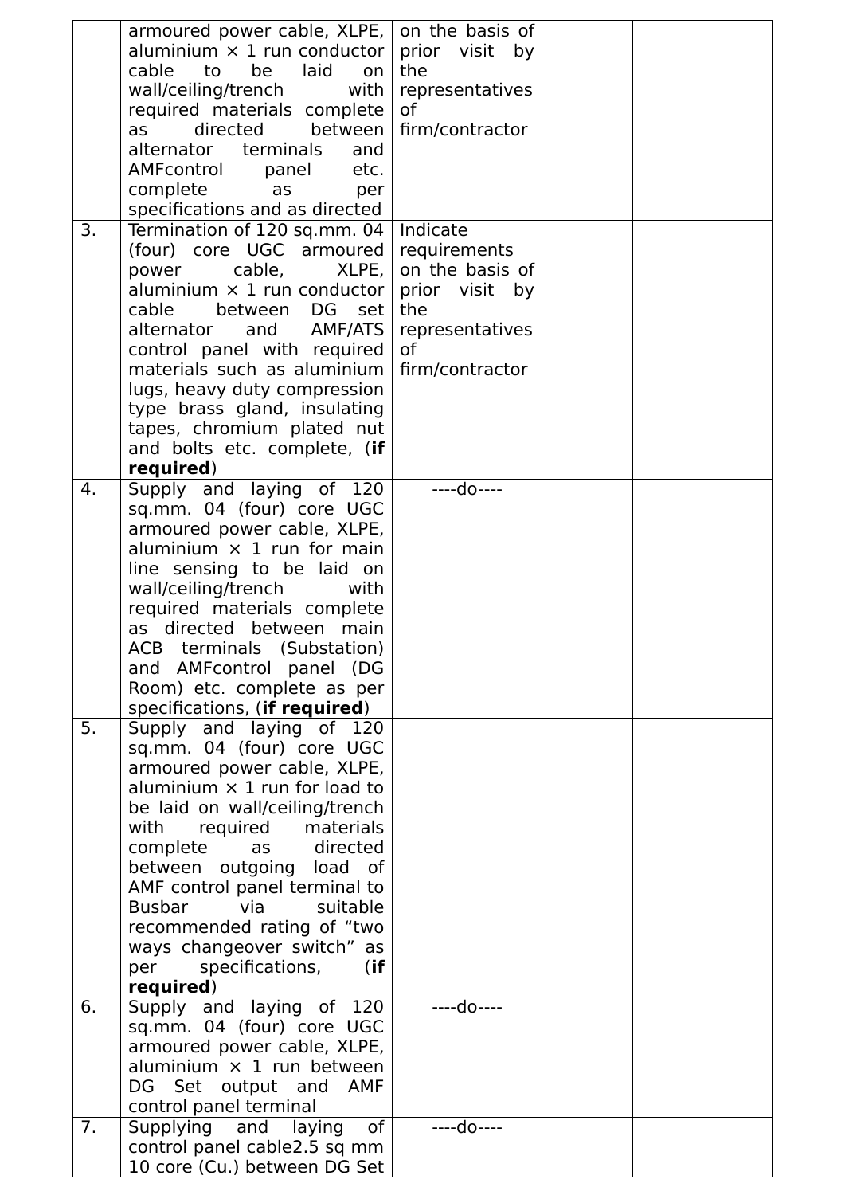|  |  |  |  |  |  |
|---|---|---|---|---|---|
|  | armoured power cable, XLPE, aluminium × 1 run conductor cable to be laid on wall/ceiling/trench with required materials complete as directed between alternator terminals and AMFcontrol panel etc. complete as per specifications and as directed | on the basis of prior visit by the representatives of firm/contractor |  |  |  |
| 3. | Termination of 120 sq.mm. 04 (four) core UGC armoured power cable, XLPE, aluminium × 1 run conductor cable between DG set alternator and AMF/ATS control panel with required materials such as aluminium lugs, heavy duty compression type brass gland, insulating tapes, chromium plated nut and bolts etc. complete, (**if required**) | Indicate requirements on the basis of prior visit by the representatives of firm/contractor |  |  |  |
| 4. | Supply and laying of 120 sq.mm. 04 (four) core UGC armoured power cable, XLPE, aluminium × 1 run for main line sensing to be laid on wall/ceiling/trench with required materials complete as directed between main ACB terminals (Substation) and AMFcontrol panel (DG Room) etc. complete as per specifications, (**if required**) | ----do---- |  |  |  |
| 5. | Supply and laying of 120 sq.mm. 04 (four) core UGC armoured power cable, XLPE, aluminium × 1 run for load to be laid on wall/ceiling/trench with required materials complete as directed between outgoing load of AMF control panel terminal to Busbar via suitable recommended rating of "two ways changeover switch" as per specifications, (**if required**) |  |  |  |  |
| 6. | Supply and laying of 120 sq.mm. 04 (four) core UGC armoured power cable, XLPE, aluminium × 1 run between DG Set output and AMF control panel terminal | ----do---- |  |  |  |
| 7. | Supplying and laying of control panel cable2.5 sq mm 10 core (Cu.) between DG Set | ----do---- |  |  |  |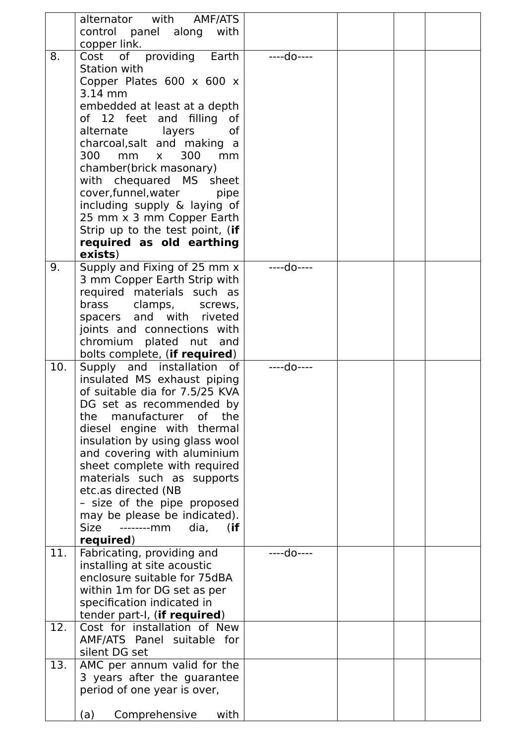| | | | | | |
|---|---|---|---|---|---|
| | alternator with AMF/ATS control panel along with copper link. | | | | |
| 8. | Cost of providing Earth Station with Copper Plates 600 x 600 x 3.14 mm embedded at least at a depth of 12 feet and filling of alternate layers of charcoal,salt and making a 300 mm x 300 mm chamber(brick masonary) with chequared MS sheet cover,funnel,water pipe including supply & laying of 25 mm x 3 mm Copper Earth Strip up to the test point, (**if required as old earthing exists**) | ----do---- | | | |
| 9. | Supply and Fixing of 25 mm x 3 mm Copper Earth Strip with required materials such as brass clamps, screws, spacers and with riveted joints and connections with chromium plated nut and bolts complete, (**if required**) | ----do---- | | | |
| 10. | Supply and installation of insulated MS exhaust piping of suitable dia for 7.5/25 KVA DG set as recommended by the manufacturer of the diesel engine with thermal insulation by using glass wool and covering with aluminium sheet complete with required materials such as supports etc.as directed (NB – size of the pipe proposed may be please be indicated). Size --------mm dia, (**if required**) | ----do---- | | | |
| 11. | Fabricating, providing and installing at site acoustic enclosure suitable for 75dBA within 1m for DG set as per specification indicated in tender part-I, (**if required**) | ----do---- | | | |
| 12. | Cost for installation of New AMF/ATS Panel suitable for silent DG set | | | | |
| 13. | AMC per annum valid for the 3 years after the guarantee period of one year is over,<br><br>(a) Comprehensive with | | | | |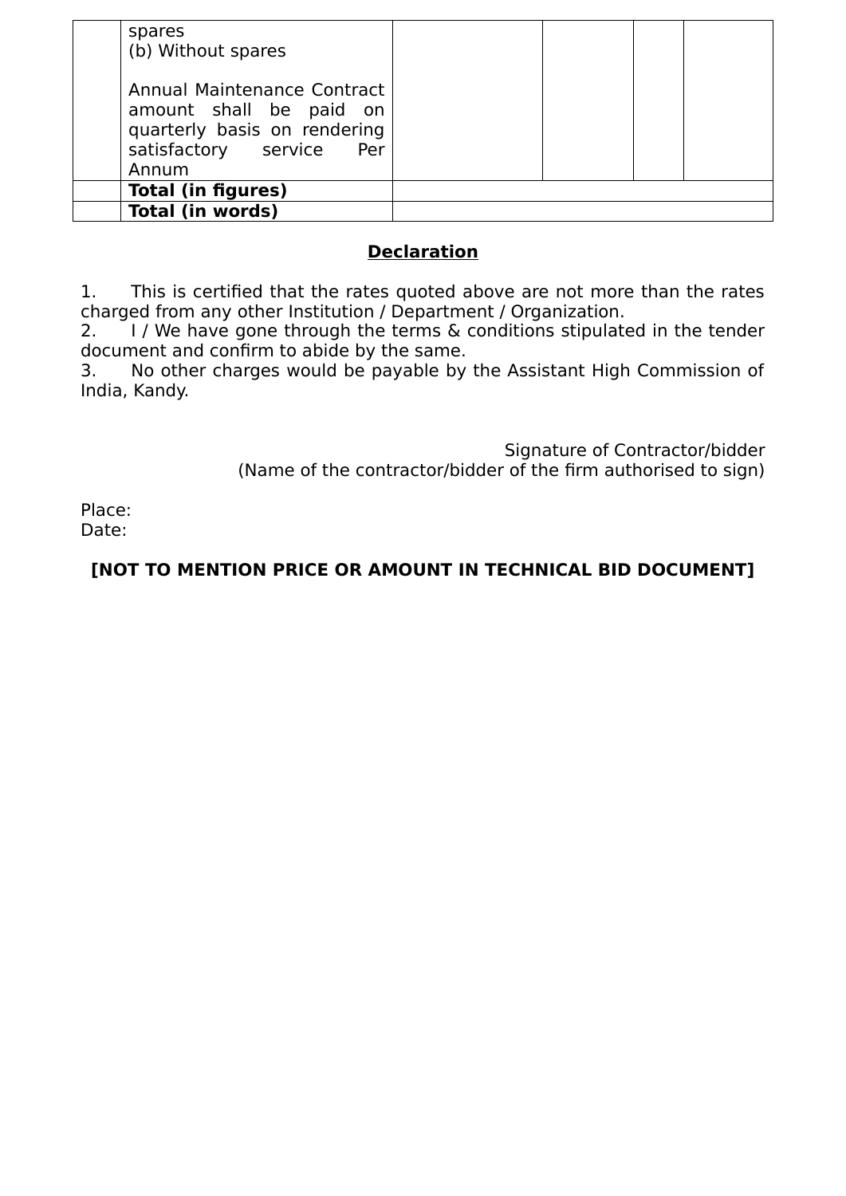| | | | | | |
|---|---|---|---|---|---|
| | spares<br>(b) Without spares<br><br>Annual Maintenance Contract amount shall be paid on quarterly basis on rendering satisfactory service Per Annum | | | | |
| | **Total (in figures)** | | | | |
| | **Total (in words)** | | | | |

## Declaration

1. This is certified that the rates quoted above are not more than the rates charged from any other Institution / Department / Organization.
2. I / We have gone through the terms & conditions stipulated in the tender document and confirm to abide by the same.
3. No other charges would be payable by the Assistant High Commission of India, Kandy.

Signature of Contractor/bidder
(Name of the contractor/bidder of the firm authorised to sign)

Place:
Date:

**[NOT TO MENTION PRICE OR AMOUNT IN TECHNICAL BID DOCUMENT]**